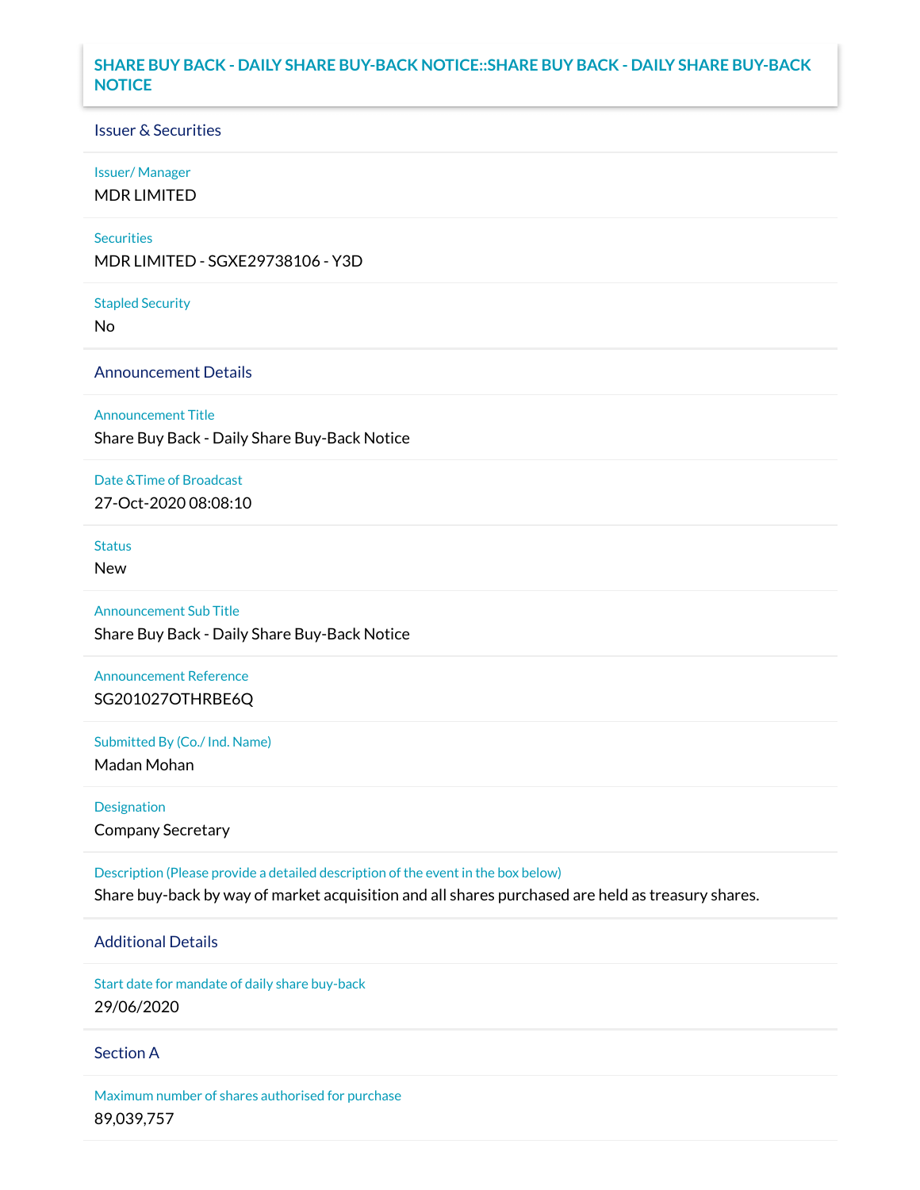# SHARE BUY BACK - DAILY SHARE BUY-BACK NOTICE::SHARE BUY BACK - DAILY SHARE BUY-BACK NOTICE

## Issuer & Securities

**Issuer/ Manager**

MDR LIMITED

**Securities**

MDR LIMITED - SGXE29738106 - Y3D

**Stapled Security**

No

## Announcement Details

**Announcement Title**

Share Buy Back - Daily Share Buy-Back Notice

**Date &Time of Broadcast**

27-Oct-2020 08:08:10

**Status**

New

**Announcement Sub Title**

Share Buy Back - Daily Share Buy-Back Notice

**Announcement Reference**

SG201027OTHRBE6Q

**Submitted By (Co./ Ind. Name)**

Madan Mohan

**Designation**

Company Secretary

**Description (Please provide a detailed description of the event in the box below)**

Share buy-back by way of market acquisition and all shares purchased are held as treasury shares.

## Additional Details

**Start date for mandate of daily share buy-back**

29/06/2020

## Section A

**Maximum number of shares authorised for purchase**

89,039,757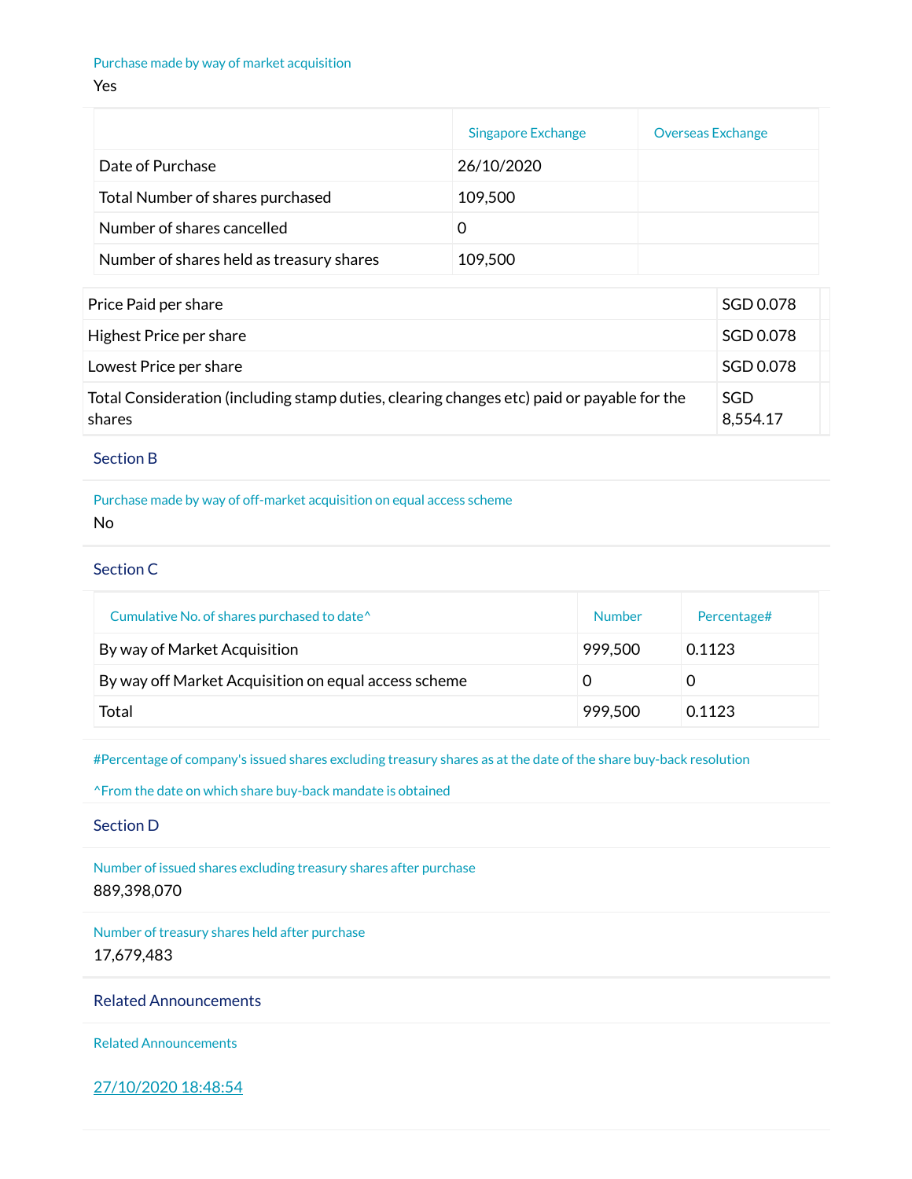Purchase made by way of market acquisition

Yes

| | Singapore Exchange | Overseas Exchange |
|---|---|---|
| Date of Purchase | 26/10/2020 | |
| Total Number of shares purchased | 109,500 | |
| Number of shares cancelled | 0 | |
| Number of shares held as treasury shares | 109,500 | |

| | | |
|---|---|---|
| Price Paid per share | SGD 0.078 | |
| Highest Price per share | SGD 0.078 | |
| Lowest Price per share | SGD 0.078 | |
| Total Consideration (including stamp duties, clearing changes etc) paid or payable for the shares | SGD 8,554.17 | |

## Section B

Purchase made by way of off-market acquisition on equal access scheme

No

## Section C

| Cumulative No. of shares purchased to date^ | Number | Percentage# |
|---|---|---|
| By way of Market Acquisition | 999,500 | 0.1123 |
| By way off Market Acquisition on equal access scheme | 0 | 0 |
| Total | 999,500 | 0.1123 |

#Percentage of company's issued shares excluding treasury shares as at the date of the share buy-back resolution

^From the date on which share buy-back mandate is obtained

## Section D

Number of issued shares excluding treasury shares after purchase

889,398,070

Number of treasury shares held after purchase

17,679,483

## Related Announcements

Related Announcements

27/10/2020 18:48:54